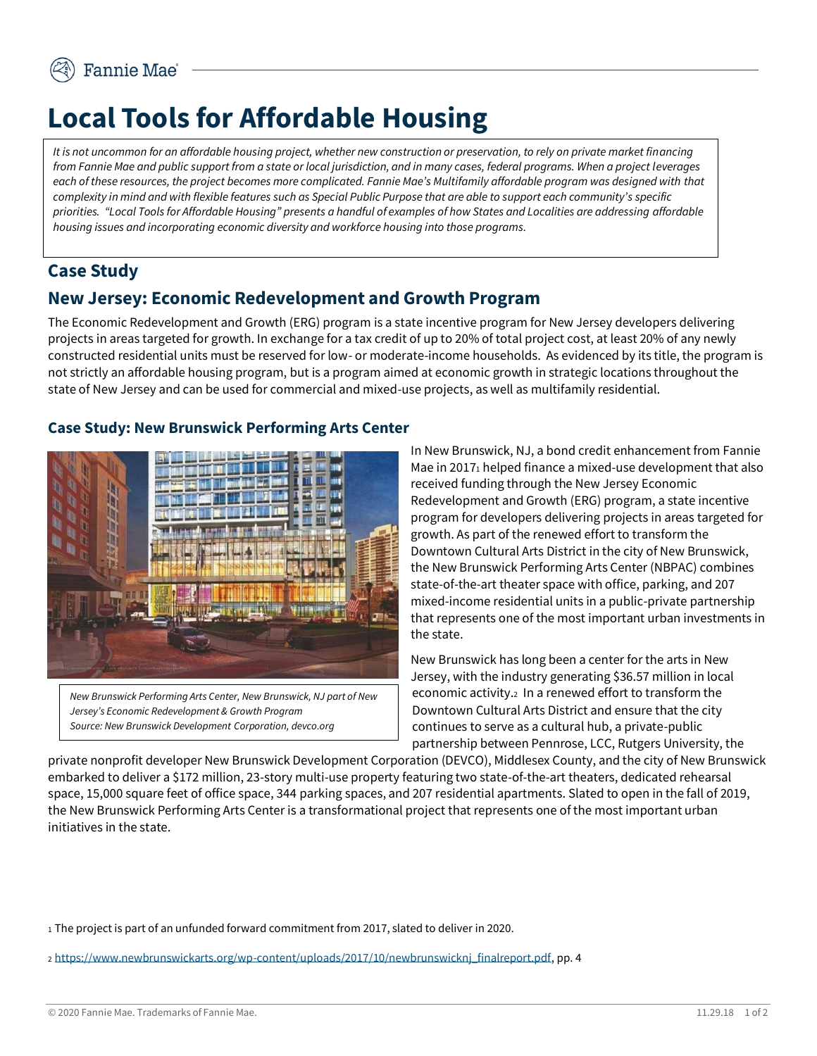# Local Tools for Affordable Housing

*It is not uncommon for an affordable housing project, whether new construction or preservation, to rely on private market financing from Fannie Mae and public support from a state or local jurisdiction, and in many cases, federal programs. When a project leverages each of these resources, the project becomes more complicated. Fannie Mae's Multifamily affordable program was designed with that complexity in mind and with flexible features such as Special Public Purpose that are able to support each community's specific priorities. "Local Tools for Affordable Housing" presents a handful of examples of how States and Localities are addressing affordable housing issues and incorporating economic diversity and workforce housing into those programs.*

## Case Study

## New Jersey: Economic Redevelopment and Growth Program

The Economic Redevelopment and Growth (ERG) program is a state incentive program for New Jersey developers delivering projects in areas targeted for growth. In exchange for a tax credit of up to 20% of total project cost, at least 20% of any newly constructed residential units must be reserved for low- or moderate-income households. As evidenced by its title, the program is not strictly an affordable housing program, but is a program aimed at economic growth in strategic locations throughout the state of New Jersey and can be used for commercial and mixed-use projects, as well as multifamily residential.

### Case Study: New Brunswick Performing Arts Center

*New Brunswick Performing Arts Center, New Brunswick, NJ part of New Jersey's Economic Redevelopment & Growth Program*
*Source: New Brunswick Development Corporation, devco.org*

In New Brunswick, NJ, a bond credit enhancement from Fannie Mae in 2017[1] helped finance a mixed-use development that also received funding through the New Jersey Economic Redevelopment and Growth (ERG) program, a state incentive program for developers delivering projects in areas targeted for growth. As part of the renewed effort to transform the Downtown Cultural Arts District in the city of New Brunswick, the New Brunswick Performing Arts Center (NBPAC) combines state-of-the-art theater space with office, parking, and 207 mixed-income residential units in a public-private partnership that represents one of the most important urban investments in the state.

New Brunswick has long been a center for the arts in New Jersey, with the industry generating $36.57 million in local economic activity.[2] In a renewed effort to transform the Downtown Cultural Arts District and ensure that the city continues to serve as a cultural hub, a private-public partnership between Pennrose, LCC, Rutgers University, the private nonprofit developer New Brunswick Development Corporation (DEVCO), Middlesex County, and the city of New Brunswick embarked to deliver a $172 million, 23-story multi-use property featuring two state-of-the-art theaters, dedicated rehearsal space, 15,000 square feet of office space, 344 parking spaces, and 207 residential apartments. Slated to open in the fall of 2019, the New Brunswick Performing Arts Center is a transformational project that represents one of the most important urban initiatives in the state.

[1] The project is part of an unfunded forward commitment from 2017, slated to deliver in 2020.

[2] https://www.newbrunswickarts.org/wp-content/uploads/2017/10/newbrunswicknj_finalreport.pdf, pp. 4

© 2020 Fannie Mae. Trademarks of Fannie Mae.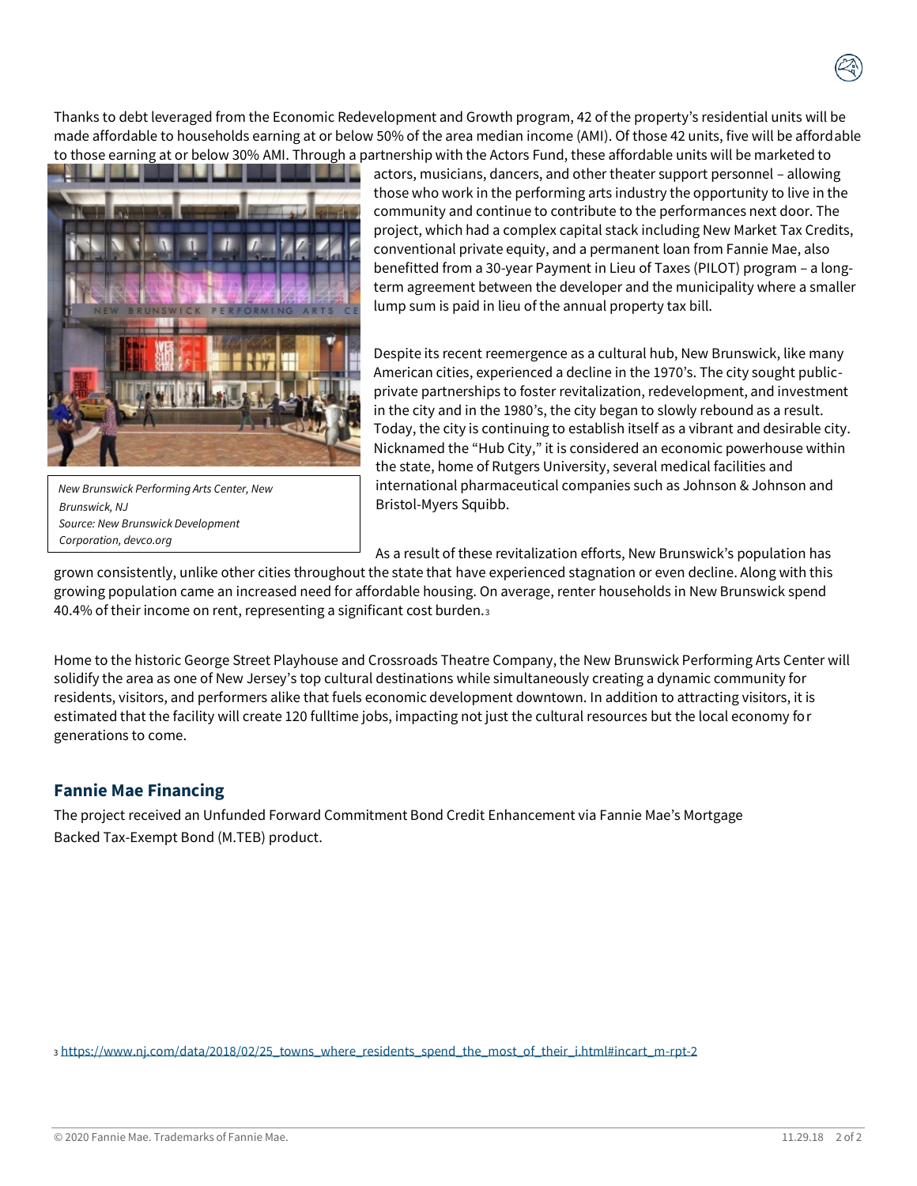Thanks to debt leveraged from the Economic Redevelopment and Growth program, 42 of the property's residential units will be made affordable to households earning at or below 50% of the area median income (AMI). Of those 42 units, five will be affordable to those earning at or below 30% AMI. Through a partnership with the Actors Fund, these affordable units will be marketed to actors, musicians, dancers, and other theater support personnel – allowing those who work in the performing arts industry the opportunity to live in the community and continue to contribute to the performances next door. The project, which had a complex capital stack including New Market Tax Credits, conventional private equity, and a permanent loan from Fannie Mae, also benefitted from a 30-year Payment in Lieu of Taxes (PILOT) program – a long-term agreement between the developer and the municipality where a smaller lump sum is paid in lieu of the annual property tax bill.

*New Brunswick Performing Arts Center, New Brunswick, NJ*
*Source: New Brunswick Development Corporation, devco.org*

Despite its recent reemergence as a cultural hub, New Brunswick, like many American cities, experienced a decline in the 1970's. The city sought public-private partnerships to foster revitalization, redevelopment, and investment in the city and in the 1980's, the city began to slowly rebound as a result. Today, the city is continuing to establish itself as a vibrant and desirable city. Nicknamed the "Hub City," it is considered an economic powerhouse within the state, home of Rutgers University, several medical facilities and international pharmaceutical companies such as Johnson & Johnson and Bristol-Myers Squibb.

As a result of these revitalization efforts, New Brunswick's population has grown consistently, unlike other cities throughout the state that have experienced stagnation or even decline. Along with this growing population came an increased need for affordable housing. On average, renter households in New Brunswick spend 40.4% of their income on rent, representing a significant cost burden.[3]

Home to the historic George Street Playhouse and Crossroads Theatre Company, the New Brunswick Performing Arts Center will solidify the area as one of New Jersey's top cultural destinations while simultaneously creating a dynamic community for residents, visitors, and performers alike that fuels economic development downtown. In addition to attracting visitors, it is estimated that the facility will create 120 fulltime jobs, impacting not just the cultural resources but the local economy for generations to come.

## Fannie Mae Financing

The project received an Unfunded Forward Commitment Bond Credit Enhancement via Fannie Mae's Mortgage Backed Tax-Exempt Bond (M.TEB) product.

[3] https://www.nj.com/data/2018/02/25_towns_where_residents_spend_the_most_of_their_i.html#incart_m-rpt-2

© 2020 Fannie Mae. Trademarks of Fannie Mae. 11.29.18